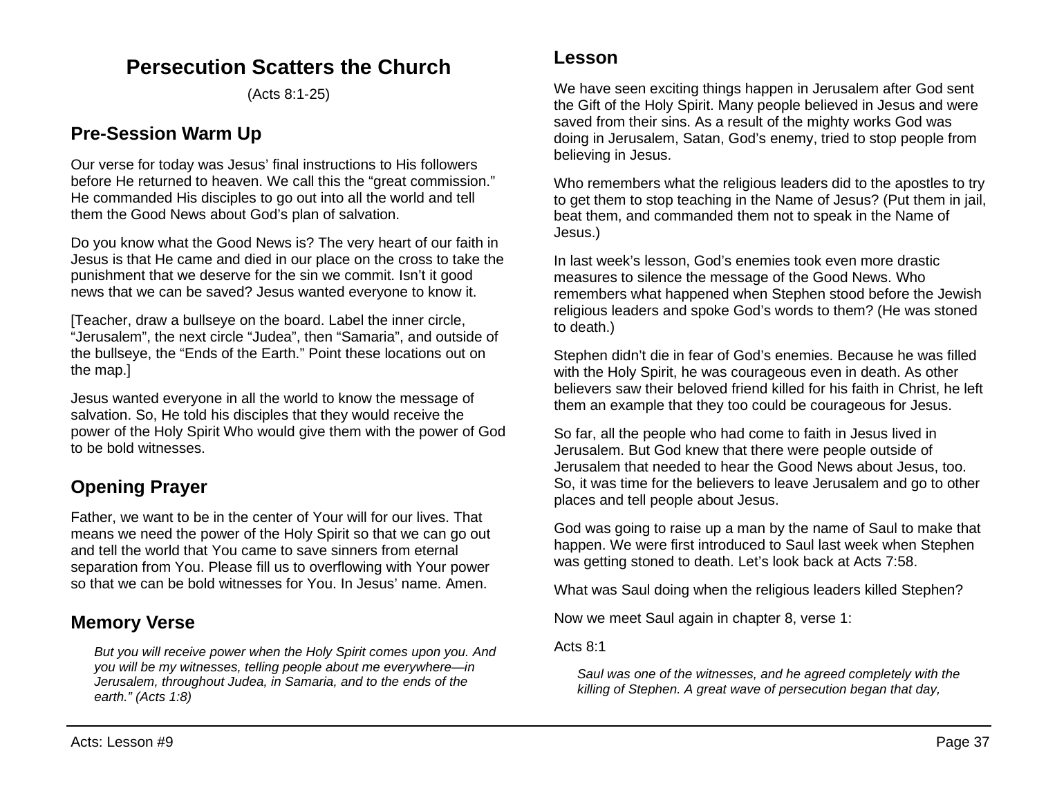# Persecution Scatters the Church

(Acts 8:1-25)

## Pre-Session Warm Up

Our verse for today was Jesus' final instructions to His followers before He returned to heaven. We call this the "great commission." He commanded His disciples to go out into all the world and tell them the Good News about God's plan of salvation.

Do you know what the Good News is? The very heart of our faith in Jesus is that He came and died in our place on the cross to take the punishment that we deserve for the sin we commit. Isn't it good news that we can be saved? Jesus wanted everyone to know it.

[Teacher, draw a bullseye on the board. Label the inner circle, "Jerusalem", the next circle "Judea", then "Samaria", and outside of the bullseye, the "Ends of the Earth." Point these locations out on the map.]

Jesus wanted everyone in all the world to know the message of salvation. So, He told his disciples that they would receive the power of the Holy Spirit Who would give them with the power of God to be bold witnesses.

## Opening Prayer

Father, we want to be in the center of Your will for our lives. That means we need the power of the Holy Spirit so that we can go out and tell the world that You came to save sinners from eternal separation from You. Please fill us to overflowing with Your power so that we can be bold witnesses for You. In Jesus' name. Amen.

## Memory Verse

> *But you will receive power when the Holy Spirit comes upon you. And you will be my witnesses, telling people about me everywhere—in Jerusalem, throughout Judea, in Samaria, and to the ends of the earth." (Acts 1:8)*

## Lesson

We have seen exciting things happen in Jerusalem after God sent the Gift of the Holy Spirit. Many people believed in Jesus and were saved from their sins. As a result of the mighty works God was doing in Jerusalem, Satan, God's enemy, tried to stop people from believing in Jesus.

Who remembers what the religious leaders did to the apostles to try to get them to stop teaching in the Name of Jesus? (Put them in jail, beat them, and commanded them not to speak in the Name of Jesus.)

In last week's lesson, God's enemies took even more drastic measures to silence the message of the Good News. Who remembers what happened when Stephen stood before the Jewish religious leaders and spoke God's words to them? (He was stoned to death.)

Stephen didn't die in fear of God's enemies. Because he was filled with the Holy Spirit, he was courageous even in death. As other believers saw their beloved friend killed for his faith in Christ, he left them an example that they too could be courageous for Jesus.

So far, all the people who had come to faith in Jesus lived in Jerusalem. But God knew that there were people outside of Jerusalem that needed to hear the Good News about Jesus, too. So, it was time for the believers to leave Jerusalem and go to other places and tell people about Jesus.

God was going to raise up a man by the name of Saul to make that happen. We were first introduced to Saul last week when Stephen was getting stoned to death. Let's look back at Acts 7:58.

What was Saul doing when the religious leaders killed Stephen?

Now we meet Saul again in chapter 8, verse 1:

Acts 8:1

> *Saul was one of the witnesses, and he agreed completely with the killing of Stephen. A great wave of persecution began that day,*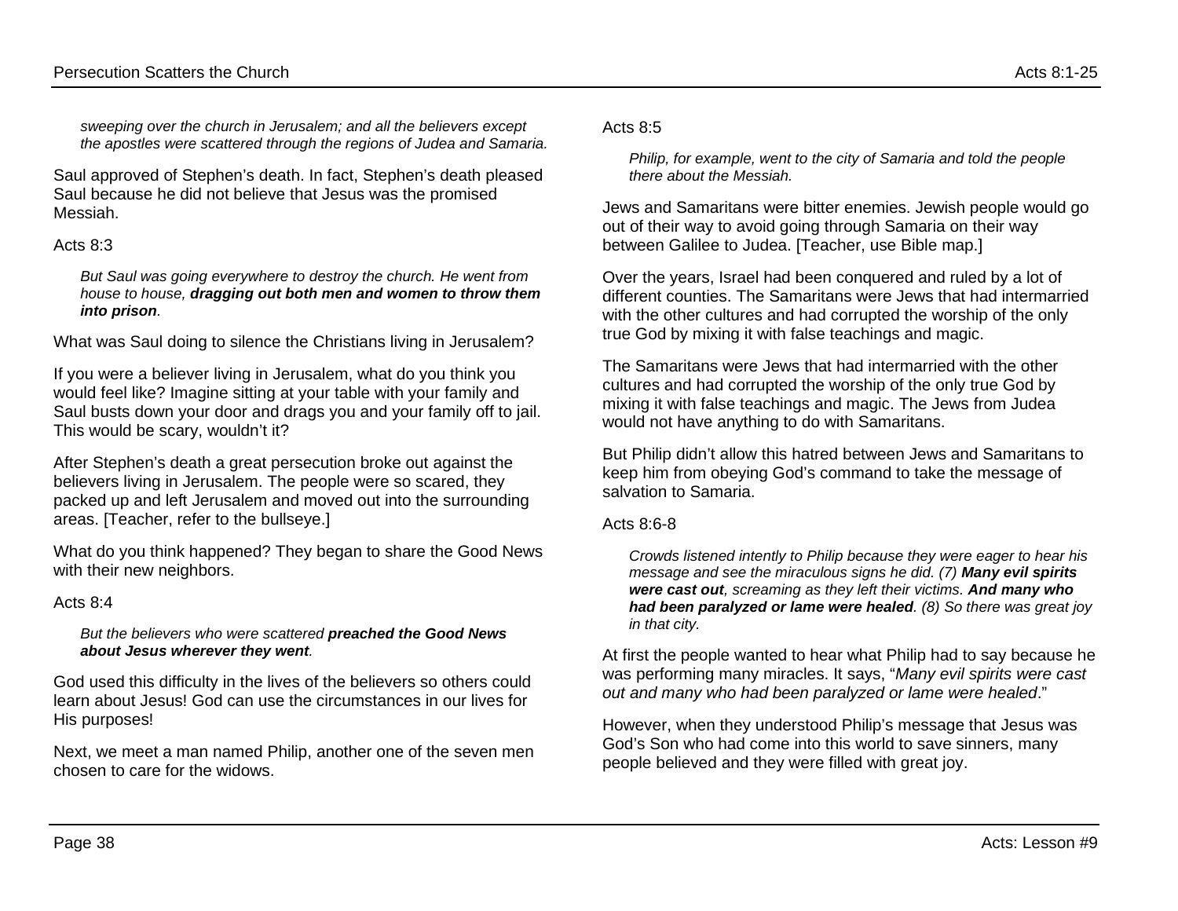> *sweeping over the church in Jerusalem; and all the believers except the apostles were scattered through the regions of Judea and Samaria.*

Saul approved of Stephen's death. In fact, Stephen's death pleased Saul because he did not believe that Jesus was the promised Messiah.

Acts 8:3

> *But Saul was going everywhere to destroy the church. He went from house to house, **dragging out both men and women to throw them into prison**.*

What was Saul doing to silence the Christians living in Jerusalem?

If you were a believer living in Jerusalem, what do you think you would feel like? Imagine sitting at your table with your family and Saul busts down your door and drags you and your family off to jail. This would be scary, wouldn't it?

After Stephen's death a great persecution broke out against the believers living in Jerusalem. The people were so scared, they packed up and left Jerusalem and moved out into the surrounding areas. [Teacher, refer to the bullseye.]

What do you think happened? They began to share the Good News with their new neighbors.

Acts 8:4

> *But the believers who were scattered **preached the Good News about Jesus wherever they went**.*

God used this difficulty in the lives of the believers so others could learn about Jesus! God can use the circumstances in our lives for His purposes!

Next, we meet a man named Philip, another one of the seven men chosen to care for the widows.

Acts 8:5

> *Philip, for example, went to the city of Samaria and told the people there about the Messiah.*

Jews and Samaritans were bitter enemies. Jewish people would go out of their way to avoid going through Samaria on their way between Galilee to Judea. [Teacher, use Bible map.]

Over the years, Israel had been conquered and ruled by a lot of different counties. The Samaritans were Jews that had intermarried with the other cultures and had corrupted the worship of the only true God by mixing it with false teachings and magic.

The Samaritans were Jews that had intermarried with the other cultures and had corrupted the worship of the only true God by mixing it with false teachings and magic. The Jews from Judea would not have anything to do with Samaritans.

But Philip didn't allow this hatred between Jews and Samaritans to keep him from obeying God's command to take the message of salvation to Samaria.

Acts 8:6-8

> *Crowds listened intently to Philip because they were eager to hear his message and see the miraculous signs he did. (7) **Many evil spirits were cast out**, screaming as they left their victims. **And many who had been paralyzed or lame were healed**. (8) So there was great joy in that city.*

At first the people wanted to hear what Philip had to say because he was performing many miracles. It says, "*Many evil spirits were cast out and many who had been paralyzed or lame were healed*."

However, when they understood Philip's message that Jesus was God's Son who had come into this world to save sinners, many people believed and they were filled with great joy.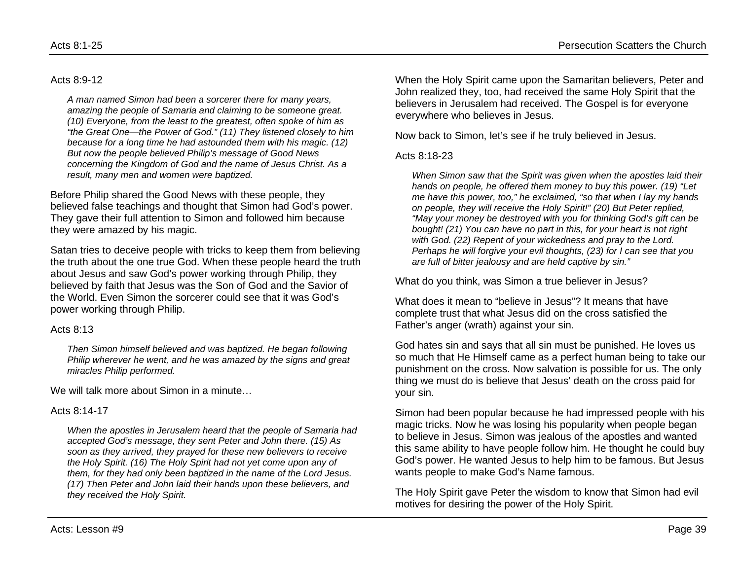Acts 8:9-12

> *A man named Simon had been a sorcerer there for many years, amazing the people of Samaria and claiming to be someone great. (10) Everyone, from the least to the greatest, often spoke of him as "the Great One—the Power of God." (11) They listened closely to him because for a long time he had astounded them with his magic. (12) But now the people believed Philip's message of Good News concerning the Kingdom of God and the name of Jesus Christ. As a result, many men and women were baptized.*

Before Philip shared the Good News with these people, they believed false teachings and thought that Simon had God's power. They gave their full attention to Simon and followed him because they were amazed by his magic.

Satan tries to deceive people with tricks to keep them from believing the truth about the one true God. When these people heard the truth about Jesus and saw God's power working through Philip, they believed by faith that Jesus was the Son of God and the Savior of the World. Even Simon the sorcerer could see that it was God's power working through Philip.

Acts 8:13

> *Then Simon himself believed and was baptized. He began following Philip wherever he went, and he was amazed by the signs and great miracles Philip performed.*

We will talk more about Simon in a minute…

Acts 8:14-17

> *When the apostles in Jerusalem heard that the people of Samaria had accepted God's message, they sent Peter and John there. (15) As soon as they arrived, they prayed for these new believers to receive the Holy Spirit. (16) The Holy Spirit had not yet come upon any of them, for they had only been baptized in the name of the Lord Jesus. (17) Then Peter and John laid their hands upon these believers, and they received the Holy Spirit.*

When the Holy Spirit came upon the Samaritan believers, Peter and John realized they, too, had received the same Holy Spirit that the believers in Jerusalem had received. The Gospel is for everyone everywhere who believes in Jesus.

Now back to Simon, let's see if he truly believed in Jesus.

Acts 8:18-23

> *When Simon saw that the Spirit was given when the apostles laid their hands on people, he offered them money to buy this power. (19) "Let me have this power, too," he exclaimed, "so that when I lay my hands on people, they will receive the Holy Spirit!" (20) But Peter replied, "May your money be destroyed with you for thinking God's gift can be bought! (21) You can have no part in this, for your heart is not right with God. (22) Repent of your wickedness and pray to the Lord. Perhaps he will forgive your evil thoughts, (23) for I can see that you are full of bitter jealousy and are held captive by sin."*

What do you think, was Simon a true believer in Jesus?

What does it mean to "believe in Jesus"? It means that have complete trust that what Jesus did on the cross satisfied the Father's anger (wrath) against your sin.

God hates sin and says that all sin must be punished. He loves us so much that He Himself came as a perfect human being to take our punishment on the cross. Now salvation is possible for us. The only thing we must do is believe that Jesus' death on the cross paid for your sin.

Simon had been popular because he had impressed people with his magic tricks. Now he was losing his popularity when people began to believe in Jesus. Simon was jealous of the apostles and wanted this same ability to have people follow him. He thought he could buy God's power. He wanted Jesus to help him to be famous. But Jesus wants people to make God's Name famous.

The Holy Spirit gave Peter the wisdom to know that Simon had evil motives for desiring the power of the Holy Spirit.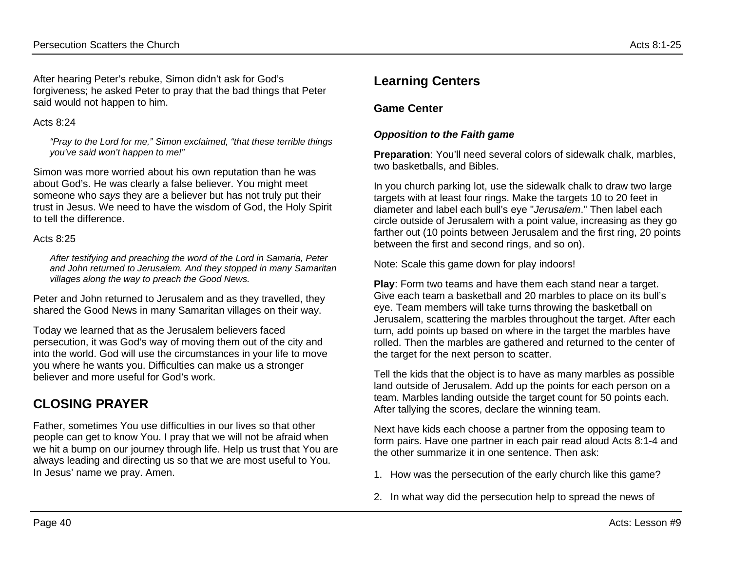After hearing Peter's rebuke, Simon didn't ask for God's forgiveness; he asked Peter to pray that the bad things that Peter said would not happen to him.

Acts 8:24

> *"Pray to the Lord for me," Simon exclaimed, "that these terrible things you've said won't happen to me!"*

Simon was more worried about his own reputation than he was about God's. He was clearly a false believer. You might meet someone who *says* they are a believer but has not truly put their trust in Jesus. We need to have the wisdom of God, the Holy Spirit to tell the difference.

Acts 8:25

> *After testifying and preaching the word of the Lord in Samaria, Peter and John returned to Jerusalem. And they stopped in many Samaritan villages along the way to preach the Good News.*

Peter and John returned to Jerusalem and as they travelled, they shared the Good News in many Samaritan villages on their way.

Today we learned that as the Jerusalem believers faced persecution, it was God's way of moving them out of the city and into the world. God will use the circumstances in your life to move you where he wants you. Difficulties can make us a stronger believer and more useful for God's work.

## CLOSING PRAYER

Father, sometimes You use difficulties in our lives so that other people can get to know You. I pray that we will not be afraid when we hit a bump on our journey through life. Help us trust that You are always leading and directing us so that we are most useful to You. In Jesus' name we pray. Amen.

## Learning Centers

### Game Center

***Opposition to the Faith game***

**Preparation**: You'll need several colors of sidewalk chalk, marbles, two basketballs, and Bibles.

In you church parking lot, use the sidewalk chalk to draw two large targets with at least four rings. Make the targets 10 to 20 feet in diameter and label each bull's eye "*Jerusalem*." Then label each circle outside of Jerusalem with a point value, increasing as they go farther out (10 points between Jerusalem and the first ring, 20 points between the first and second rings, and so on).

Note: Scale this game down for play indoors!

**Play**: Form two teams and have them each stand near a target. Give each team a basketball and 20 marbles to place on its bull's eye. Team members will take turns throwing the basketball on Jerusalem, scattering the marbles throughout the target. After each turn, add points up based on where in the target the marbles have rolled. Then the marbles are gathered and returned to the center of the target for the next person to scatter.

Tell the kids that the object is to have as many marbles as possible land outside of Jerusalem. Add up the points for each person on a team. Marbles landing outside the target count for 50 points each. After tallying the scores, declare the winning team.

Next have kids each choose a partner from the opposing team to form pairs. Have one partner in each pair read aloud Acts 8:1-4 and the other summarize it in one sentence. Then ask:

1. How was the persecution of the early church like this game?
2. In what way did the persecution help to spread the news of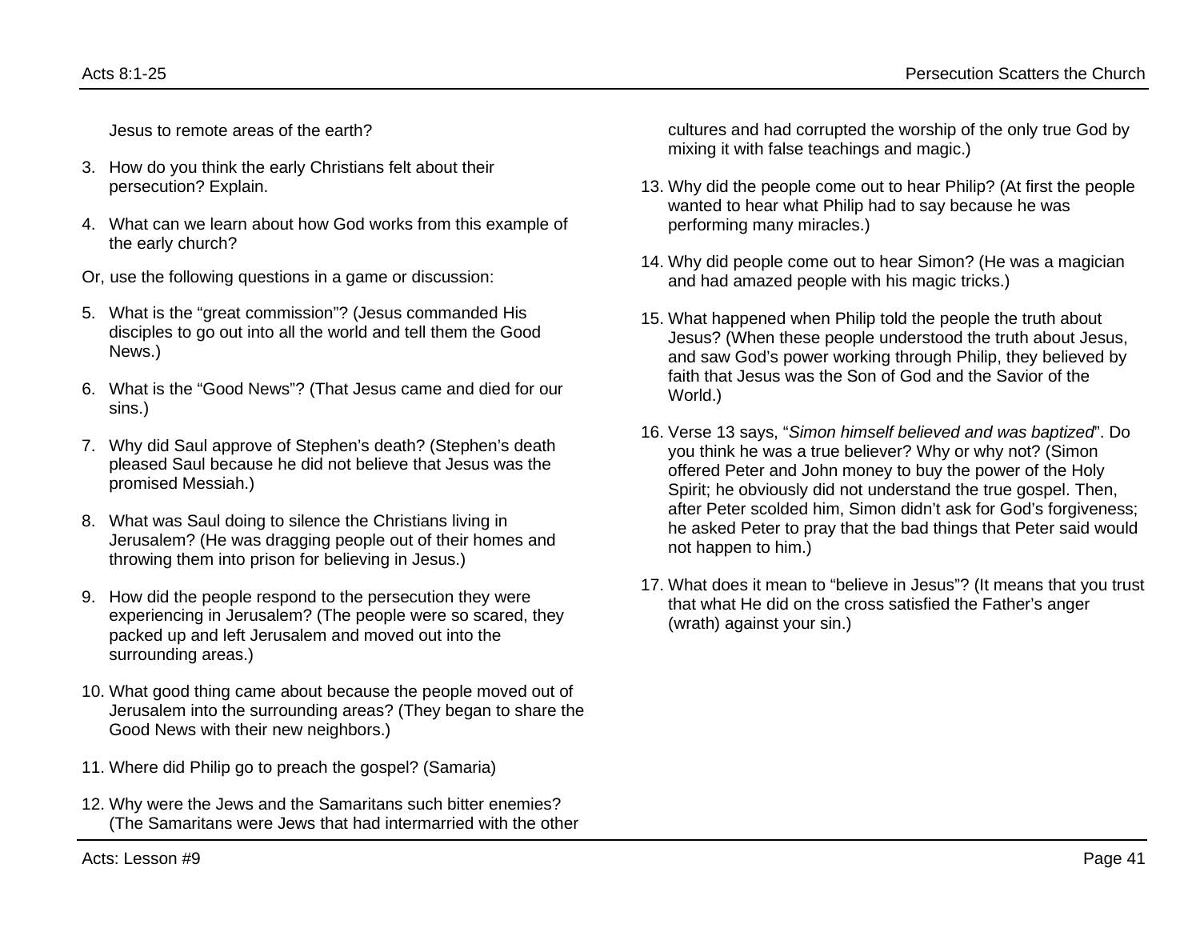Jesus to remote areas of the earth?

3. How do you think the early Christians felt about their persecution? Explain.

4. What can we learn about how God works from this example of the early church?

Or, use the following questions in a game or discussion:

5. What is the “great commission”? (Jesus commanded His disciples to go out into all the world and tell them the Good News.)

6. What is the “Good News”? (That Jesus came and died for our sins.)

7. Why did Saul approve of Stephen’s death? (Stephen’s death pleased Saul because he did not believe that Jesus was the promised Messiah.)

8. What was Saul doing to silence the Christians living in Jerusalem? (He was dragging people out of their homes and throwing them into prison for believing in Jesus.)

9. How did the people respond to the persecution they were experiencing in Jerusalem? (The people were so scared, they packed up and left Jerusalem and moved out into the surrounding areas.)

10. What good thing came about because the people moved out of Jerusalem into the surrounding areas? (They began to share the Good News with their new neighbors.)

11. Where did Philip go to preach the gospel? (Samaria)

12. Why were the Jews and the Samaritans such bitter enemies? (The Samaritans were Jews that had intermarried with the other cultures and had corrupted the worship of the only true God by mixing it with false teachings and magic.)

13. Why did the people come out to hear Philip? (At first the people wanted to hear what Philip had to say because he was performing many miracles.)

14. Why did people come out to hear Simon? (He was a magician and had amazed people with his magic tricks.)

15. What happened when Philip told the people the truth about Jesus? (When these people understood the truth about Jesus, and saw God’s power working through Philip, they believed by faith that Jesus was the Son of God and the Savior of the World.)

16. Verse 13 says, “*Simon himself believed and was baptized*”. Do you think he was a true believer? Why or why not? (Simon offered Peter and John money to buy the power of the Holy Spirit; he obviously did not understand the true gospel. Then, after Peter scolded him, Simon didn’t ask for God’s forgiveness; he asked Peter to pray that the bad things that Peter said would not happen to him.)

17. What does it mean to “believe in Jesus”? (It means that you trust that what He did on the cross satisfied the Father’s anger (wrath) against your sin.)